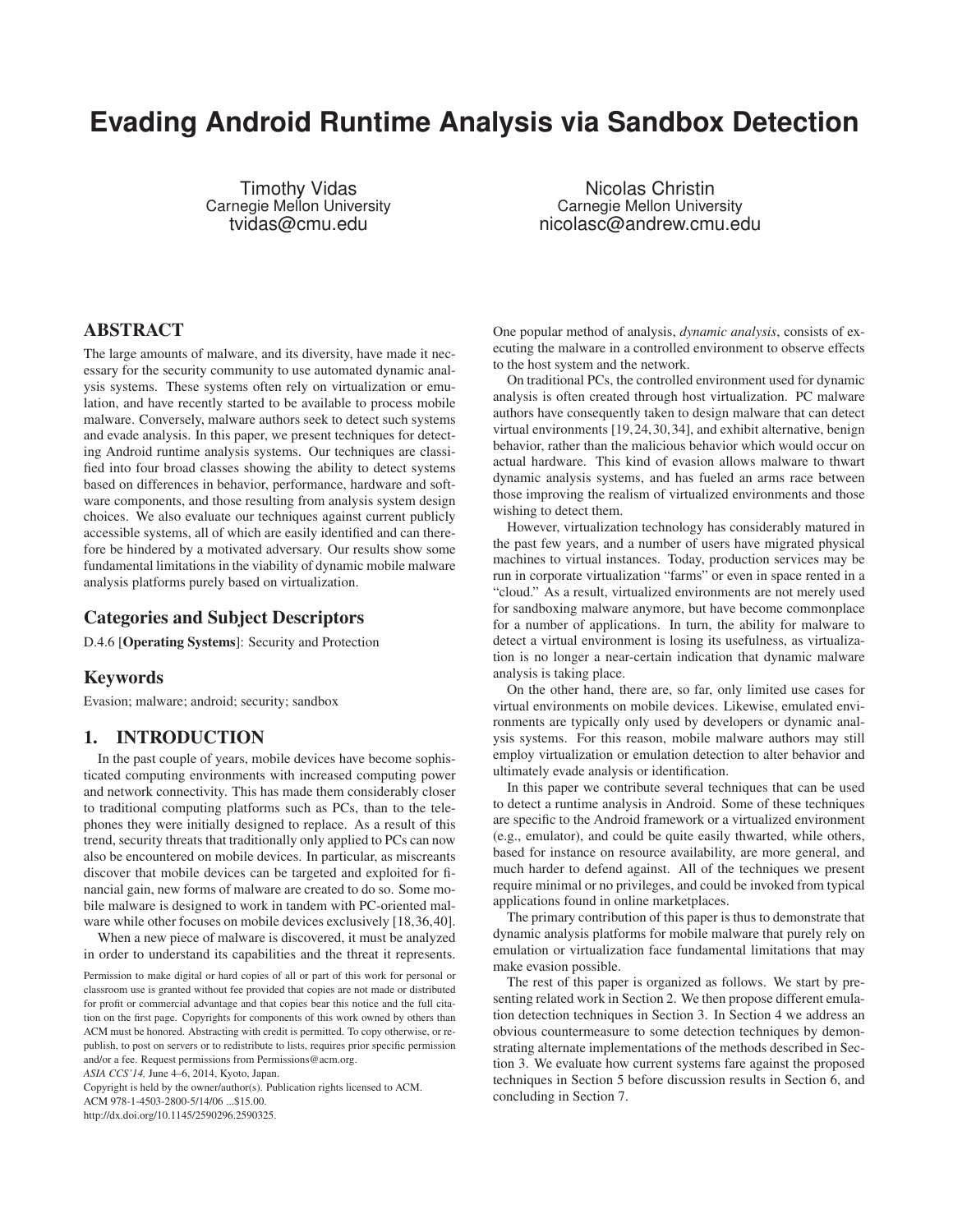# Evading Android Runtime Analysis via Sandbox Detection

Timothy Vidas
Carnegie Mellon University
tvidas@cmu.edu

Nicolas Christin
Carnegie Mellon University
nicolasc@andrew.cmu.edu

## ABSTRACT

The large amounts of malware, and its diversity, have made it necessary for the security community to use automated dynamic analysis systems. These systems often rely on virtualization or emulation, and have recently started to be available to process mobile malware. Conversely, malware authors seek to detect such systems and evade analysis. In this paper, we present techniques for detecting Android runtime analysis systems. Our techniques are classified into four broad classes showing the ability to detect systems based on differences in behavior, performance, hardware and software components, and those resulting from analysis system design choices. We also evaluate our techniques against current publicly accessible systems, all of which are easily identified and can therefore be hindered by a motivated adversary. Our results show some fundamental limitations in the viability of dynamic mobile malware analysis platforms purely based on virtualization.

### Categories and Subject Descriptors

D.4.6 [**Operating Systems**]: Security and Protection

### Keywords

Evasion; malware; android; security; sandbox

## 1. INTRODUCTION

In the past couple of years, mobile devices have become sophisticated computing environments with increased computing power and network connectivity. This has made them considerably closer to traditional computing platforms such as PCs, than to the telephones they were initially designed to replace. As a result of this trend, security threats that traditionally only applied to PCs can now also be encountered on mobile devices. In particular, as miscreants discover that mobile devices can be targeted and exploited for financial gain, new forms of malware are created to do so. Some mobile malware is designed to work in tandem with PC-oriented malware while other focuses on mobile devices exclusively [18,36,40].

When a new piece of malware is discovered, it must be analyzed in order to understand its capabilities and the threat it represents. One popular method of analysis, *dynamic analysis*, consists of executing the malware in a controlled environment to observe effects to the host system and the network.

On traditional PCs, the controlled environment used for dynamic analysis is often created through host virtualization. PC malware authors have consequently taken to design malware that can detect virtual environments [19,24,30,34], and exhibit alternative, benign behavior, rather than the malicious behavior which would occur on actual hardware. This kind of evasion allows malware to thwart dynamic analysis systems, and has fueled an arms race between those improving the realism of virtualized environments and those wishing to detect them.

However, virtualization technology has considerably matured in the past few years, and a number of users have migrated physical machines to virtual instances. Today, production services may be run in corporate virtualization "farms" or even in space rented in a "cloud." As a result, virtualized environments are not merely used for sandboxing malware anymore, but have become commonplace for a number of applications. In turn, the ability for malware to detect a virtual environment is losing its usefulness, as virtualization is no longer a near-certain indication that dynamic malware analysis is taking place.

On the other hand, there are, so far, only limited use cases for virtual environments on mobile devices. Likewise, emulated environments are typically only used by developers or dynamic analysis systems. For this reason, mobile malware authors may still employ virtualization or emulation detection to alter behavior and ultimately evade analysis or identification.

In this paper we contribute several techniques that can be used to detect a runtime analysis in Android. Some of these techniques are specific to the Android framework or a virtualized environment (e.g., emulator), and could be quite easily thwarted, while others, based for instance on resource availability, are more general, and much harder to defend against. All of the techniques we present require minimal or no privileges, and could be invoked from typical applications found in online marketplaces.

The primary contribution of this paper is thus to demonstrate that dynamic analysis platforms for mobile malware that purely rely on emulation or virtualization face fundamental limitations that may make evasion possible.

The rest of this paper is organized as follows. We start by presenting related work in Section 2. We then propose different emulation detection techniques in Section 3. In Section 4 we address an obvious countermeasure to some detection techniques by demonstrating alternate implementations of the methods described in Section 3. We evaluate how current systems fare against the proposed techniques in Section 5 before discussion results in Section 6, and concluding in Section 7.

Permission to make digital or hard copies of all or part of this work for personal or classroom use is granted without fee provided that copies are not made or distributed for profit or commercial advantage and that copies bear this notice and the full citation on the first page. Copyrights for components of this work owned by others than ACM must be honored. Abstracting with credit is permitted. To copy otherwise, or republish, to post on servers or to redistribute to lists, requires prior specific permission and/or a fee. Request permissions from Permissions@acm.org.
*ASIA CCS'14,* June 4–6, 2014, Kyoto, Japan.
Copyright is held by the owner/author(s). Publication rights licensed to ACM.
ACM 978-1-4503-2800-5/14/06 ...$15.00.
http://dx.doi.org/10.1145/2590296.2590325.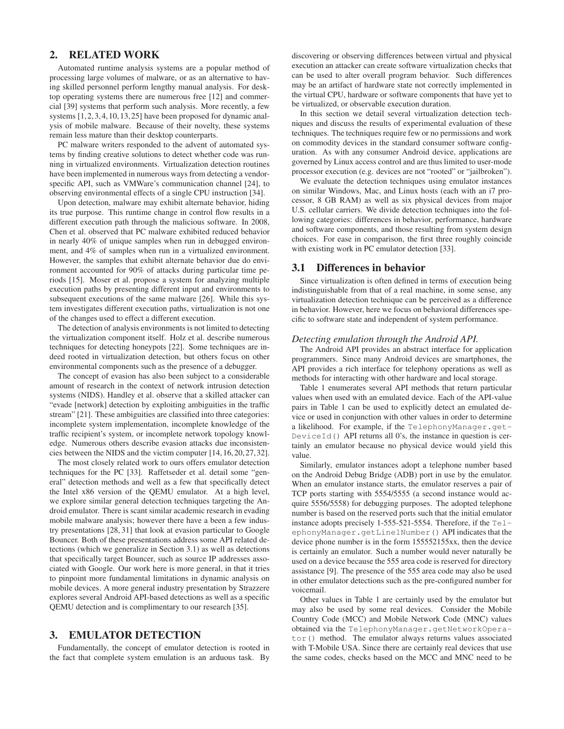## 2. RELATED WORK

Automated runtime analysis systems are a popular method of processing large volumes of malware, or as an alternative to having skilled personnel perform lengthy manual analysis. For desktop operating systems there are numerous free [12] and commercial [39] systems that perform such analysis. More recently, a few systems [1,2,3,4,10,13,25] have been proposed for dynamic analysis of mobile malware. Because of their novelty, these systems remain less mature than their desktop counterparts.

PC malware writers responded to the advent of automated systems by finding creative solutions to detect whether code was running in virtualized environments. Virtualization detection routines have been implemented in numerous ways from detecting a vendor-specific API, such as VMWare's communication channel [24], to observing environmental effects of a single CPU instruction [34].

Upon detection, malware may exhibit alternate behavior, hiding its true purpose. This runtime change in control flow results in a different execution path through the malicious software. In 2008, Chen et al. observed that PC malware exhibited reduced behavior in nearly 40% of unique samples when run in debugged environment, and 4% of samples when run in a virtualized environment. However, the samples that exhibit alternate behavior due do environment accounted for 90% of attacks during particular time periods [15]. Moser et al. propose a system for analyzing multiple execution paths by presenting different input and environments to subsequent executions of the same malware [26]. While this system investigates different execution paths, virtualization is not one of the changes used to effect a different execution.

The detection of analysis environments is not limited to detecting the virtualization component itself. Holz et al. describe numerous techniques for detecting honeypots [22]. Some techniques are indeed rooted in virtualization detection, but others focus on other environmental components such as the presence of a debugger.

The concept of evasion has also been subject to a considerable amount of research in the context of network intrusion detection systems (NIDS). Handley et al. observe that a skilled attacker can "evade [network] detection by exploiting ambiguities in the traffic stream" [21]. These ambiguities are classified into three categories: incomplete system implementation, incomplete knowledge of the traffic recipient's system, or incomplete network topology knowledge. Numerous others describe evasion attacks due inconsistencies between the NIDS and the victim computer [14,16,20,27,32].

The most closely related work to ours offers emulator detection techniques for the PC [33]. Raffetseder et al. detail some "general" detection methods and well as a few that specifically detect the Intel x86 version of the QEMU emulator. At a high level, we explore similar general detection techniques targeting the Android emulator. There is scant similar academic research in evading mobile malware analysis; however there have a been a few industry presentations [28,31] that look at evasion particular to Google Bouncer. Both of these presentations address some API related detections (which we generalize in Section 3.1) as well as detections that specifically target Bouncer, such as source IP addresses associated with Google. Our work here is more general, in that it tries to pinpoint more fundamental limitations in dynamic analysis on mobile devices. A more general industry presentation by Strazzere explores several Android API-based detections as well as a specific QEMU detection and is complimentary to our research [35].

## 3. EMULATOR DETECTION

Fundamentally, the concept of emulator detection is rooted in the fact that complete system emulation is an arduous task. By discovering or observing differences between virtual and physical execution an attacker can create software virtualization checks that can be used to alter overall program behavior. Such differences may be an artifact of hardware state not correctly implemented in the virtual CPU, hardware or software components that have yet to be virtualized, or observable execution duration.

In this section we detail several virtualization detection techniques and discuss the results of experimental evaluation of these techniques. The techniques require few or no permissions and work on commodity devices in the standard consumer software configuration. As with any consumer Android device, applications are governed by Linux access control and are thus limited to user-mode processor execution (e.g. devices are not "rooted" or "jailbroken").

We evaluate the detection techniques using emulator instances on similar Windows, Mac, and Linux hosts (each with an i7 processor, 8 GB RAM) as well as six physical devices from major U.S. cellular carriers. We divide detection techniques into the following categories: differences in behavior, performance, hardware and software components, and those resulting from system design choices. For ease in comparison, the first three roughly coincide with existing work in PC emulator detection [33].

### 3.1 Differences in behavior

Since virtualization is often defined in terms of execution being indistinguishable from that of a real machine, in some sense, any virtualization detection technique can be perceived as a difference in behavior. However, here we focus on behavioral differences specific to software state and independent of system performance.

*Detecting emulation through the Android API.*

The Android API provides an abstract interface for application programmers. Since many Android devices are smartphones, the API provides a rich interface for telephony operations as well as methods for interacting with other hardware and local storage.

Table 1 enumerates several API methods that return particular values when used with an emulated device. Each of the API-value pairs in Table 1 can be used to explicitly detect an emulated device or used in conjunction with other values in order to determine a likelihood. For example, if the `TelephonyManager.getDeviceId()` API returns all 0's, the instance in question is certainly an emulator because no physical device would yield this value.

Similarly, emulator instances adopt a telephone number based on the Android Debug Bridge (ADB) port in use by the emulator. When an emulator instance starts, the emulator reserves a pair of TCP ports starting with 5554/5555 (a second instance would acquire 5556/5558) for debugging purposes. The adopted telephone number is based on the reserved ports such that the initial emulator instance adopts precisely 1-555-521-5554. Therefore, if the `TelephonyManager.getLine1Number()` API indicates that the device phone number is in the form 155552155xx, then the device is certainly an emulator. Such a number would never naturally be used on a device because the 555 area code is reserved for directory assistance [9]. The presence of the 555 area code may also be used in other emulator detections such as the pre-configured number for voicemail.

Other values in Table 1 are certainly used by the emulator but may also be used by some real devices. Consider the Mobile Country Code (MCC) and Mobile Network Code (MNC) values obtained via the `TelephonyManager.getNetworkOperator()` method. The emulator always returns values associated with T-Mobile USA. Since there are certainly real devices that use the same codes, checks based on the MCC and MNC need to be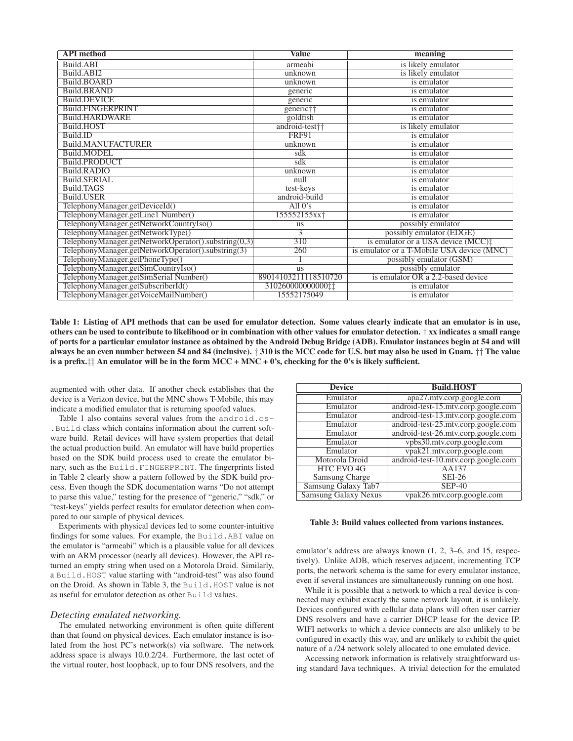| API method | Value | meaning |
|---|---|---|
| Build.ABI | armeabi | is likely emulator |
| Build.ABI2 | unknown | is likely emulator |
| Build.BOARD | unknown | is emulator |
| Build.BRAND | generic | is emulator |
| Build.DEVICE | generic | is emulator |
| Build.FINGERPRINT | generic†† | is emulator |
| Build.HARDWARE | goldfish | is emulator |
| Build.HOST | android-test†† | is likely emulator |
| Build.ID | FRF91 | is emulator |
| Build.MANUFACTURER | unknown | is emulator |
| Build.MODEL | sdk | is emulator |
| Build.PRODUCT | sdk | is emulator |
| Build.RADIO | unknown | is emulator |
| Build.SERIAL | null | is emulator |
| Build.TAGS | test-keys | is emulator |
| Build.USER | android-build | is emulator |
| TelephonyManager.getDeviceId() | All 0's | is emulator |
| TelephonyManager.getLine1 Number() | 155552155xx† | is emulator |
| TelephonyManager.getNetworkCountryIso() | us | possibly emulator |
| TelephonyManager.getNetworkType() | 3 | possibly emulator (EDGE) |
| TelephonyManager.getNetworkOperator().substring(0,3) | 310 | is emulator or a USA device (MCC)‡ |
| TelephonyManager.getNetworkOperator().substring(3) | 260 | is emulator or a T-Mobile USA device (MNC) |
| TelephonyManager.getPhoneType() | 1 | possibly emulator (GSM) |
| TelephonyManager.getSimCountryIso() | us | possibly emulator |
| TelephonyManager.getSimSerial Number() | 89014103211118510720 | is emulator OR a 2.2-based device |
| TelephonyManager.getSubscriberId() | 310260000000000‡‡ | is emulator |
| TelephonyManager.getVoiceMailNumber() | 15552175049 | is emulator |

**Table 1: Listing of API methods that can be used for emulator detection. Some values clearly indicate that an emulator is in use, others can be used to contribute to likelihood or in combination with other values for emulator detection. † xx indicates a small range of ports for a particular emulator instance as obtained by the Android Debug Bridge (ADB). Emulator instances begin at 54 and will always be an even number between 54 and 84 (inclusive). ‡ 310 is the MCC code for U.S. but may also be used in Guam. †† The value is a prefix.‡‡ An emulator will be in the form MCC + MNC + 0's, checking for the 0's is likely sufficient.**

augmented with other data. If another check establishes that the device is a Verizon device, but the MNC shows T-Mobile, this may indicate a modified emulator that is returning spoofed values.

Table 1 also contains several values from the `android.os.Build` class which contains information about the current software build. Retail devices will have system properties that detail the actual production build. An emulator will have build properties based on the SDK build process used to create the emulator binary, such as the `Build.FINGERPRINT`. The fingerprints listed in Table 2 clearly show a pattern followed by the SDK build process. Even though the SDK documentation warns "Do not attempt to parse this value," testing for the presence of "generic," "sdk," or "test-keys" yields perfect results for emulator detection when compared to our sample of physical devices.

Experiments with physical devices led to some counter-intuitive findings for some values. For example, the `Build.ABI` value on the emulator is "armeabi" which is a plausible value for all devices with an ARM processor (nearly all devices). However, the API returned an empty string when used on a Motorola Droid. Similarly, a `Build.HOST` value starting with "android-test" was also found on the Droid. As shown in Table 3, the `Build.HOST` value is not as useful for emulator detection as other `Build` values.

### *Detecting emulated networking.*

The emulated networking environment is often quite different than that found on physical devices. Each emulator instance is isolated from the host PC's network(s) via software. The network address space is always 10.0.2/24. Furthermore, the last octet of the virtual router, host loopback, up to four DNS resolvers, and the emulator's address are always known (1, 2, 3–6, and 15, respectively). Unlike ADB, which reserves adjacent, incrementing TCP ports, the network schema is the same for every emulator instance, even if several instances are simultaneously running on one host.

| Device | Build.HOST |
|---|---|
| Emulator | apa27.mtv.corp.google.com |
| Emulator | android-test-15.mtv.corp.google.com |
| Emulator | android-test-13.mtv.corp.google.com |
| Emulator | android-test-25.mtv.corp.google.com |
| Emulator | android-test-26.mtv.corp.google.com |
| Emulator | vpbs30.mtv.corp.google.com |
| Emulator | vpak21.mtv.corp.google.com |
| Motorola Droid | android-test-10.mtv.corp.google.com |
| HTC EVO 4G | AA137 |
| Samsung Charge | SEI-26 |
| Samsung Galaxy Tab7 | SEP-40 |
| Samsung Galaxy Nexus | vpak26.mtv.corp.google.com |

**Table 3: Build values collected from various instances.**

While it is possible that a network to which a real device is connected may exhibit exactly the same network layout, it is unlikely. Devices configured with cellular data plans will often user carrier DNS resolvers and have a carrier DHCP lease for the device IP. WIFI networks to which a device connects are also unlikely to be configured in exactly this way, and are unlikely to exhibit the quiet nature of a /24 network solely allocated to one emulated device.

Accessing network information is relatively straightforward using standard Java techniques. A trivial detection for the emulated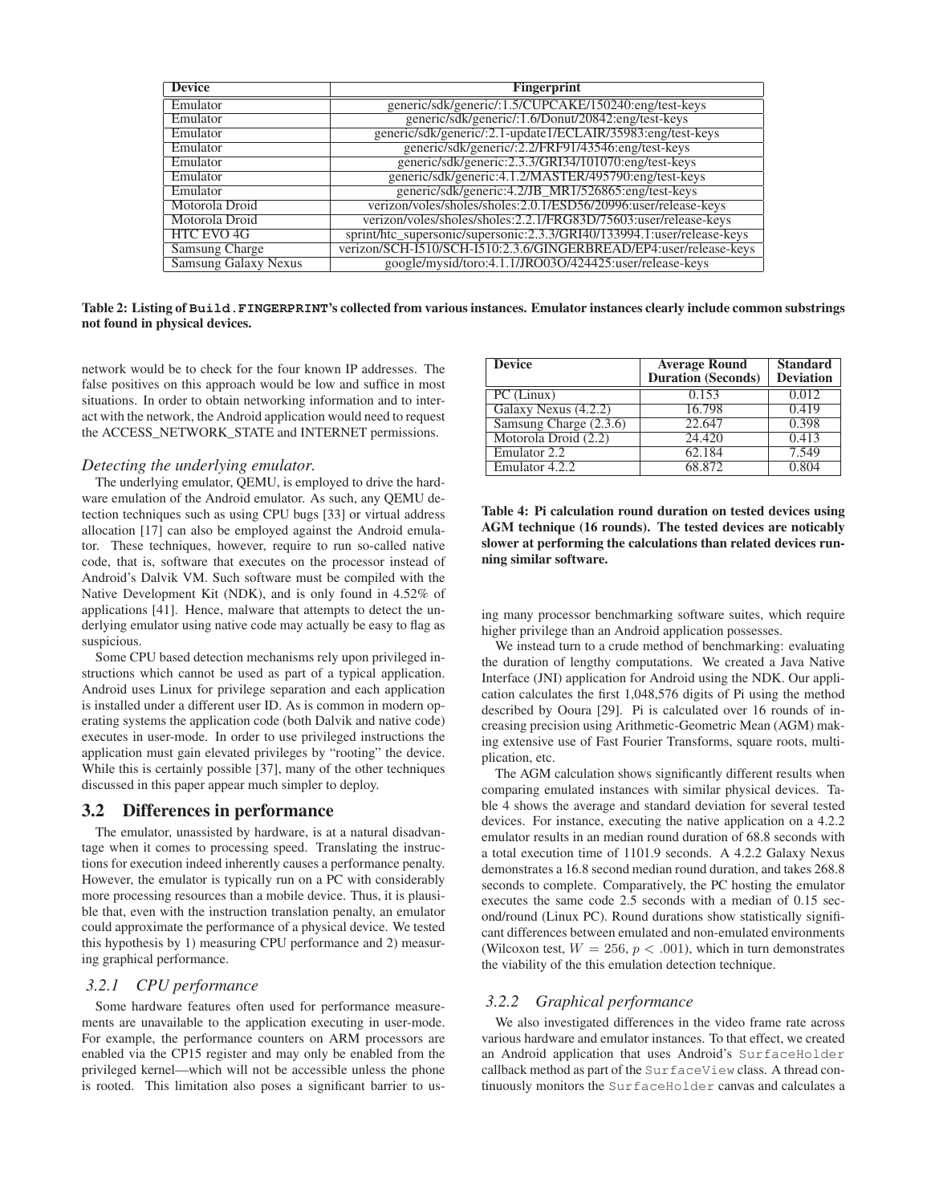| Device | Fingerprint |
| --- | --- |
| Emulator | generic/sdk/generic/:1.5/CUPCAKE/150240:eng/test-keys |
| Emulator | generic/sdk/generic/:1.6/Donut/20842:eng/test-keys |
| Emulator | generic/sdk/generic/:2.1-update1/ECLAIR/35983:eng/test-keys |
| Emulator | generic/sdk/generic/:2.2/FRF91/43546:eng/test-keys |
| Emulator | generic/sdk/generic:2.3.3/GRI34/101070:eng/test-keys |
| Emulator | generic/sdk/generic:4.1.2/MASTER/495790:eng/test-keys |
| Emulator | generic/sdk/generic:4.2/JB_MR1/526865:eng/test-keys |
| Motorola Droid | verizon/voles/sholes/sholes:2.0.1/ESD56/20996:user/release-keys |
| Motorola Droid | verizon/voles/sholes/sholes:2.2.1/FRG83D/75603:user/release-keys |
| HTC EVO 4G | sprint/htc_supersonic/supersonic:2.3.3/GRI40/133994.1:user/release-keys |
| Samsung Charge | verizon/SCH-I510/SCH-I510:2.3.6/GINGERBREAD/EP4:user/release-keys |
| Samsung Galaxy Nexus | google/mysid/toro:4.1.1/JRO03O/424425:user/release-keys |

**Table 2: Listing of `Build.FINGERPRINT`'s collected from various instances. Emulator instances clearly include common substrings not found in physical devices.**

network would be to check for the four known IP addresses. The false positives on this approach would be low and suffice in most situations. In order to obtain networking information and to interact with the network, the Android application would need to request the ACCESS_NETWORK_STATE and INTERNET permissions.

*Detecting the underlying emulator.*

The underlying emulator, QEMU, is employed to drive the hardware emulation of the Android emulator. As such, any QEMU detection techniques such as using CPU bugs [33] or virtual address allocation [17] can also be employed against the Android emulator. These techniques, however, require to run so-called native code, that is, software that executes on the processor instead of Android's Dalvik VM. Such software must be compiled with the Native Development Kit (NDK), and is only found in 4.52% of applications [41]. Hence, malware that attempts to detect the underlying emulator using native code may actually be easy to flag as suspicious.

Some CPU based detection mechanisms rely upon privileged instructions which cannot be used as part of a typical application. Android uses Linux for privilege separation and each application is installed under a different user ID. As is common in modern operating systems the application code (both Dalvik and native code) executes in user-mode. In order to use privileged instructions the application must gain elevated privileges by "rooting" the device. While this is certainly possible [37], many of the other techniques discussed in this paper appear much simpler to deploy.

## 3.2 Differences in performance

The emulator, unassisted by hardware, is at a natural disadvantage when it comes to processing speed. Translating the instructions for execution indeed inherently causes a performance penalty. However, the emulator is typically run on a PC with considerably more processing resources than a mobile device. Thus, it is plausible that, even with the instruction translation penalty, an emulator could approximate the performance of a physical device. We tested this hypothesis by 1) measuring CPU performance and 2) measuring graphical performance.

### 3.2.1 CPU performance

Some hardware features often used for performance measurements are unavailable to the application executing in user-mode. For example, the performance counters on ARM processors are enabled via the CP15 register and may only be enabled from the privileged kernel—which will not be accessible unless the phone is rooted. This limitation also poses a significant barrier to using many processor benchmarking software suites, which require higher privilege than an Android application possesses.

| Device | Average Round Duration (Seconds) | Standard Deviation |
| --- | --- | --- |
| PC (Linux) | 0.153 | 0.012 |
| Galaxy Nexus (4.2.2) | 16.798 | 0.419 |
| Samsung Charge (2.3.6) | 22.647 | 0.398 |
| Motorola Droid (2.2) | 24.420 | 0.413 |
| Emulator 2.2 | 62.184 | 7.549 |
| Emulator 4.2.2 | 68.872 | 0.804 |

**Table 4: Pi calculation round duration on tested devices using AGM technique (16 rounds). The tested devices are noticably slower at performing the calculations than related devices running similar software.**

We instead turn to a crude method of benchmarking: evaluating the duration of lengthy computations. We created a Java Native Interface (JNI) application for Android using the NDK. Our application calculates the first 1,048,576 digits of Pi using the method described by Ooura [29]. Pi is calculated over 16 rounds of increasing precision using Arithmetic-Geometric Mean (AGM) making extensive use of Fast Fourier Transforms, square roots, multiplication, etc.

The AGM calculation shows significantly different results when comparing emulated instances with similar physical devices. Table 4 shows the average and standard deviation for several tested devices. For instance, executing the native application on a 4.2.2 emulator results in an median round duration of 68.8 seconds with a total execution time of 1101.9 seconds. A 4.2.2 Galaxy Nexus demonstrates a 16.8 second median round duration, and takes 268.8 seconds to complete. Comparatively, the PC hosting the emulator executes the same code 2.5 seconds with a median of 0.15 second/round (Linux PC). Round durations show statistically significant differences between emulated and non-emulated environments (Wilcoxon test, $W = 256$, $p < .001$), which in turn demonstrates the viability of the this emulation detection technique.

### 3.2.2 Graphical performance

We also investigated differences in the video frame rate across various hardware and emulator instances. To that effect, we created an Android application that uses Android's `SurfaceHolder` callback method as part of the `SurfaceView` class. A thread continuously monitors the `SurfaceHolder` canvas and calculates a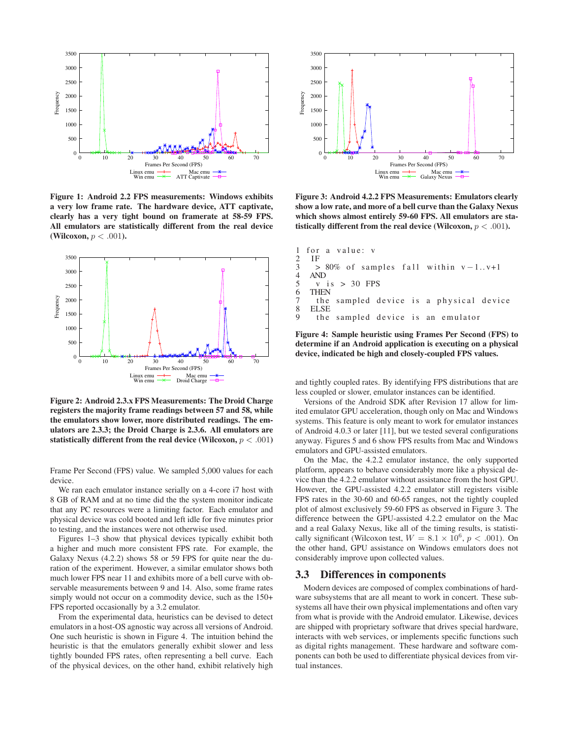**Figure 1: Android 2.2 FPS measurements: Windows exhibits a very low frame rate. The hardware device, ATT captivate, clearly has a very tight bound on framerate at 58-59 FPS. All emulators are statistically different from the real device (Wilcoxon, $p < .001$).**

**Figure 2: Android 2.3.x FPS Measurements: The Droid Charge registers the majority frame readings between 57 and 58, while the emulators show lower, more distributed readings. The emulators are 2.3.3; the Droid Charge is 2.3.6. All emulators are statistically different from the real device (Wilcoxon, $p < .001$)**

Frame Per Second (FPS) value. We sampled 5,000 values for each device.

We ran each emulator instance serially on a 4-core i7 host with 8 GB of RAM and at no time did the the system monitor indicate that any PC resources were a limiting factor. Each emulator and physical device was cold booted and left idle for five minutes prior to testing, and the instances were not otherwise used.

Figures 1–3 show that physical devices typically exhibit both a higher and much more consistent FPS rate. For example, the Galaxy Nexus (4.2.2) shows 58 or 59 FPS for quite near the duration of the experiment. However, a similar emulator shows both much lower FPS near 11 and exhibits more of a bell curve with observable measurements between 9 and 14. Also, some frame rates simply would not occur on a commodity device, such as the 150+ FPS reported occasionally by a 3.2 emulator.

From the experimental data, heuristics can be devised to detect emulators in a host-OS agnostic way across all versions of Android. One such heuristic is shown in Figure 4. The intuition behind the heuristic is that the emulators generally exhibit slower and less tightly bounded FPS rates, often representing a bell curve. Each of the physical devices, on the other hand, exhibit relatively high

**Figure 3: Android 4.2.2 FPS Measurements: Emulators clearly show a low rate, and more of a bell curve than the Galaxy Nexus which shows almost entirely 59-60 FPS. All emulators are statistically different from the real device (Wilcoxon, $p < .001$).**

```
1  for a value: v
2    IF
3      > 80% of samples fall within v-1..v+1
4    AND
5      v is > 30 FPS
6    THEN
7      the sampled device is a physical device
8    ELSE
9      the sampled device is an emulator
```

**Figure 4: Sample heuristic using Frames Per Second (FPS) to determine if an Android application is executing on a physical device, indicated be high and closely-coupled FPS values.**

and tightly coupled rates. By identifying FPS distributions that are less coupled or slower, emulator instances can be identified.

Versions of the Android SDK after Revision 17 allow for limited emulator GPU acceleration, though only on Mac and Windows systems. This feature is only meant to work for emulator instances of Android 4.0.3 or later [11], but we tested several configurations anyway. Figures 5 and 6 show FPS results from Mac and Windows emulators and GPU-assisted emulators.

On the Mac, the 4.2.2 emulator instance, the only supported platform, appears to behave considerably more like a physical device than the 4.2.2 emulator without assistance from the host GPU. However, the GPU-assisted 4.2.2 emulator still registers visible FPS rates in the 30-60 and 60-65 ranges, not the tightly coupled plot of almost exclusively 59-60 FPS as observed in Figure 3. The difference between the GPU-assisted 4.2.2 emulator on the Mac and a real Galaxy Nexus, like all of the timing results, is statistically significant (Wilcoxon test, $W = 8.1 \times 10^6$, $p < .001$). On the other hand, GPU assistance on Windows emulators does not considerably improve upon collected values.

## 3.3 Differences in components

Modern devices are composed of complex combinations of hardware subsystems that are all meant to work in concert. These subsystems all have their own physical implementations and often vary from what is provide with the Android emulator. Likewise, devices are shipped with proprietary software that drives special hardware, interacts with web services, or implements specific functions such as digital rights management. These hardware and software components can both be used to differentiate physical devices from virtual instances.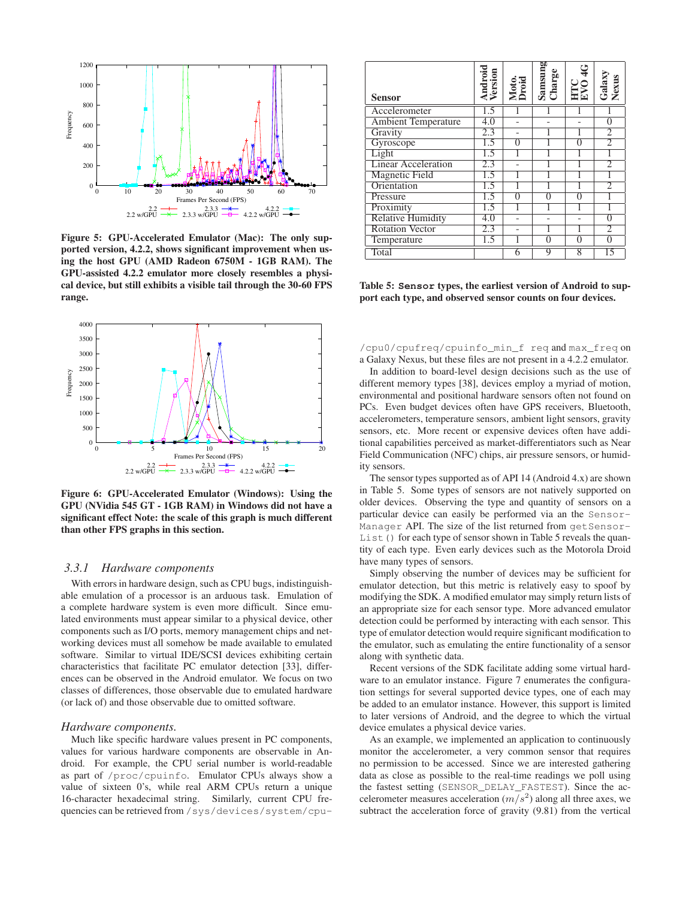Figure 5: GPU-Accelerated Emulator (Mac): The only supported version, 4.2.2, shows significant improvement when using the host GPU (AMD Radeon 6750M - 1GB RAM). The GPU-assisted 4.2.2 emulator more closely resembles a physical device, but still exhibits a visible tail through the 30-60 FPS range.

Figure 6: GPU-Accelerated Emulator (Windows): Using the GPU (NVidia 545 GT - 1GB RAM) in Windows did not have a significant effect Note: the scale of this graph is much different than other FPS graphs in this section.

### 3.3.1 Hardware components

With errors in hardware design, such as CPU bugs, indistinguishable emulation of a processor is an arduous task. Emulation of a complete hardware system is even more difficult. Since emulated environments must appear similar to a physical device, other components such as I/O ports, memory management chips and networking devices must all somehow be made available to emulated software. Similar to virtual IDE/SCSI devices exhibiting certain characteristics that facilitate PC emulator detection [33], differences can be observed in the Android emulator. We focus on two classes of differences, those observable due to emulated hardware (or lack of) and those observable due to omitted software.

*Hardware components.*

Much like specific hardware values present in PC components, values for various hardware components are observable in Android. For example, the CPU serial number is world-readable as part of `/proc/cpuinfo`. Emulator CPUs always show a value of sixteen 0's, while real ARM CPUs return a unique 16-character hexadecimal string. Similarly, current CPU frequencies can be retrieved from `/sys/devices/system/cpu/cpu0/cpufreq/cpuinfo_min_freq` and `max_freq` on a Galaxy Nexus, but these files are not present in a 4.2.2 emulator.

| Sensor | Android Version | Moto. Droid | Samsung Charge | HTC EVO 4G | Galaxy Nexus |
|---|---|---|---|---|---|
| Accelerometer | 1.5 | 1 | 1 | 1 | 1 |
| Ambient Temperature | 4.0 | - | - | - | 0 |
| Gravity | 2.3 | - | 1 | 1 | 2 |
| Gyroscope | 1.5 | 0 | 1 | 0 | 2 |
| Light | 1.5 | 1 | 1 | 1 | 1 |
| Linear Acceleration | 2.3 | - | 1 | 1 | 2 |
| Magnetic Field | 1.5 | 1 | 1 | 1 | 1 |
| Orientation | 1.5 | 1 | 1 | 1 | 2 |
| Pressure | 1.5 | 0 | 0 | 0 | 1 |
| Proximity | 1.5 | 1 | 1 | 1 | 1 |
| Relative Humidity | 4.0 | - | - | - | 0 |
| Rotation Vector | 2.3 | - | 1 | 1 | 2 |
| Temperature | 1.5 | 1 | 0 | 0 | 0 |
| Total | | 6 | 9 | 8 | 15 |

Table 5: `Sensor` types, the earliest version of Android to support each type, and observed sensor counts on four devices.

In addition to board-level design decisions such as the use of different memory types [38], devices employ a myriad of motion, environmental and positional hardware sensors often not found on PCs. Even budget devices often have GPS receivers, Bluetooth, accelerometers, temperature sensors, ambient light sensors, gravity sensors, etc. More recent or expensive devices often have additional capabilities perceived as market-differentiators such as Near Field Communication (NFC) chips, air pressure sensors, or humidity sensors.

The sensor types supported as of API 14 (Android 4.x) are shown in Table 5. Some types of sensors are not natively supported on older devices. Observing the type and quantity of sensors on a particular device can easily be performed via an the `SensorManager` API. The size of the list returned from `getSensorList()` for each type of sensor shown in Table 5 reveals the quantity of each type. Even early devices such as the Motorola Droid have many types of sensors.

Simply observing the number of devices may be sufficient for emulator detection, but this metric is relatively easy to spoof by modifying the SDK. A modified emulator may simply return lists of an appropriate size for each sensor type. More advanced emulator detection could be performed by interacting with each sensor. This type of emulator detection would require significant modification to the emulator, such as emulating the entire functionality of a sensor along with synthetic data.

Recent versions of the SDK facilitate adding some virtual hardware to an emulator instance. Figure 7 enumerates the configuration settings for several supported device types, one of each may be added to an emulator instance. However, this support is limited to later versions of Android, and the degree to which the virtual device emulates a physical device varies.

As an example, we implemented an application to continuously monitor the accelerometer, a very common sensor that requires no permission to be accessed. Since we are interested gathering data as close as possible to the real-time readings we poll using the fastest setting (`SENSOR_DELAY_FASTEST`). Since the accelerometer measures acceleration ($m/s^2$) along all three axes, we subtract the acceleration force of gravity (9.81) from the vertical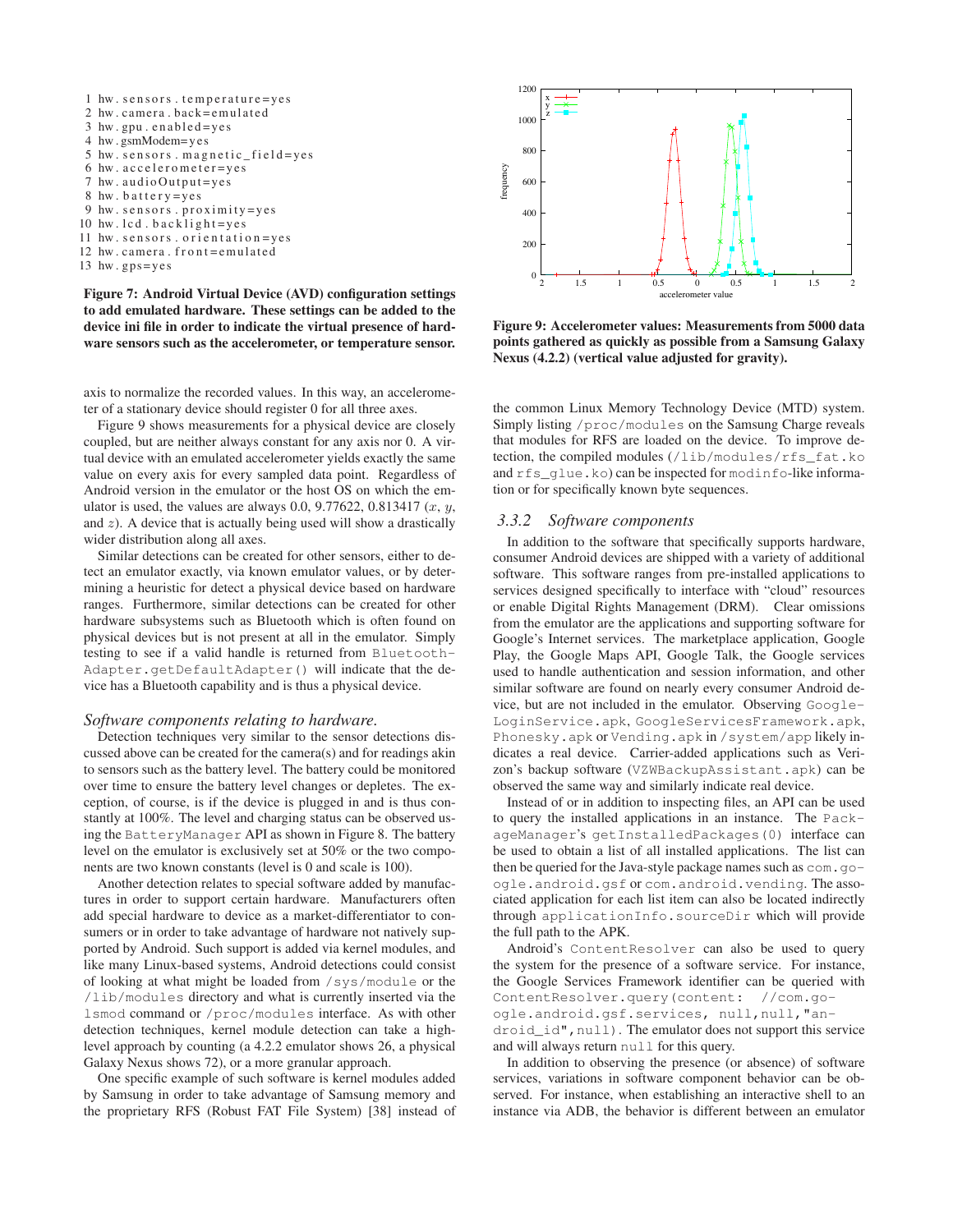```
1 hw.sensors.temperature=yes
2 hw.camera.back=emulated
3 hw.gpu.enabled=yes
4 hw.gsmModem=yes
5 hw.sensors.magnetic_field=yes
6 hw.accelerometer=yes
7 hw.audioOutput=yes
8 hw.battery=yes
9 hw.sensors.proximity=yes
10 hw.lcd.backlight=yes
11 hw.sensors.orientation=yes
12 hw.camera.front=emulated
13 hw.gps=yes
```

**Figure 7: Android Virtual Device (AVD) configuration settings to add emulated hardware. These settings can be added to the device ini file in order to indicate the virtual presence of hardware sensors such as the accelerometer, or temperature sensor.**

axis to normalize the recorded values. In this way, an accelerometer of a stationary device should register 0 for all three axes.

Figure 9 shows measurements for a physical device are closely coupled, but are neither always constant for any axis nor 0. A virtual device with an emulated accelerometer yields exactly the same value on every axis for every sampled data point. Regardless of Android version in the emulator or the host OS on which the emulator is used, the values are always 0.0, 9.77622, 0.813417 ($x$, $y$, and $z$). A device that is actually being used will show a drastically wider distribution along all axes.

Similar detections can be created for other sensors, either to detect an emulator exactly, via known emulator values, or by determining a heuristic for detect a physical device based on hardware ranges. Furthermore, similar detections can be created for other hardware subsystems such as Bluetooth which is often found on physical devices but is not present at all in the emulator. Simply testing to see if a valid handle is returned from `BluetoothAdapter.getDefaultAdapter()` will indicate that the device has a Bluetooth capability and is thus a physical device.

*Software components relating to hardware.*

Detection techniques very similar to the sensor detections discussed above can be created for the camera(s) and for readings akin to sensors such as the battery level. The battery could be monitored over time to ensure the battery level changes or depletes. The exception, of course, is if the device is plugged in and is thus constantly at 100%. The level and charging status can be observed using the `BatteryManager` API as shown in Figure 8. The battery level on the emulator is exclusively set at 50% or the two components are two known constants (level is 0 and scale is 100).

Another detection relates to special software added by manufactures in order to support certain hardware. Manufacturers often add special hardware to device as a market-differentiator to consumers or in order to take advantage of hardware not natively supported by Android. Such support is added via kernel modules, and like many Linux-based systems, Android detections could consist of looking at what might be loaded from `/sys/module` or the `/lib/modules` directory and what is currently inserted via the `lsmod` command or `/proc/modules` interface. As with other detection techniques, kernel module detection can take a high-level approach by counting (a 4.2.2 emulator shows 26, a physical Galaxy Nexus shows 72), or a more granular approach.

One specific example of such software is kernel modules added by Samsung in order to take advantage of Samsung memory and the proprietary RFS (Robust FAT File System) [38] instead of

1200
1000
800
600
400
200
0
frequency
x
y
z
2 1.5 1 0.5 0 0.5 1 1.5 2
accelerometer value

**Figure 9: Accelerometer values: Measurements from 5000 data points gathered as quickly as possible from a Samsung Galaxy Nexus (4.2.2) (vertical value adjusted for gravity).**

the common Linux Memory Technology Device (MTD) system. Simply listing `/proc/modules` on the Samsung Charge reveals that modules for RFS are loaded on the device. To improve detection, the compiled modules (`/lib/modules/rfs_fat.ko` and `rfs_glue.ko`) can be inspected for `modinfo`-like information or for specifically known byte sequences.

### 3.3.2 Software components

In addition to the software that specifically supports hardware, consumer Android devices are shipped with a variety of additional software. This software ranges from pre-installed applications to services designed specifically to interface with "cloud" resources or enable Digital Rights Management (DRM). Clear omissions from the emulator are the applications and supporting software for Google's Internet services. The marketplace application, Google Play, the Google Maps API, Google Talk, the Google services used to handle authentication and session information, and other similar software are found on nearly every consumer Android device, but are not included in the emulator. Observing `GoogleLoginService.apk`, `GoogleServicesFramework.apk`, `Phonesky.apk` or `Vending.apk` in `/system/app` likely indicates a real device. Carrier-added applications such as Verizon's backup software (`VZWBackupAssistant.apk`) can be observed the same way and similarly indicate real device.

Instead of or in addition to inspecting files, an API can be used to query the installed applications in an instance. The `PackageManager`'s `getInstalledPackages(0)` interface can be used to obtain a list of all installed applications. The list can then be queried for the Java-style package names such as `com.google.android.gsf` or `com.android.vending`. The associated application for each list item can also be located indirectly through `applicationInfo.sourceDir` which will provide the full path to the APK.

Android's `ContentResolver` can also be used to query the system for the presence of a software service. For instance, the Google Services Framework identifier can be queried with `ContentResolver.query(content: //com.google.android.gsf.services, null,null,"android_id",null)`. The emulator does not support this service and will always return `null` for this query.

In addition to observing the presence (or absence) of software services, variations in software component behavior can be observed. For instance, when establishing an interactive shell to an instance via ADB, the behavior is different between an emulator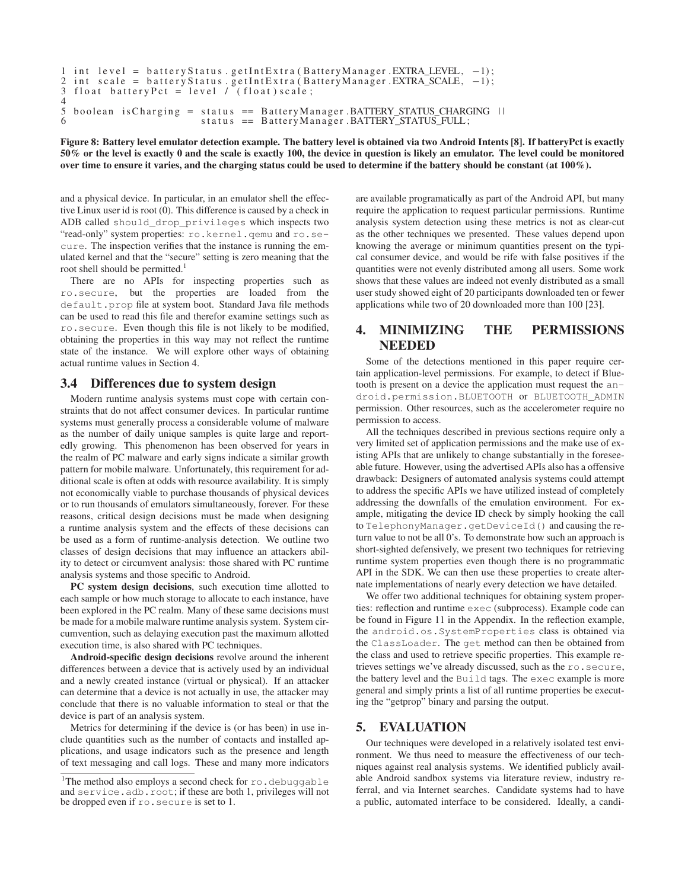```
1 int level = batteryStatus.getIntExtra(BatteryManager.EXTRA_LEVEL, -1);
2 int scale = batteryStatus.getIntExtra(BatteryManager.EXTRA_SCALE, -1);
3 float batteryPct = level / (float)scale;
4
5 boolean isCharging = status == BatteryManager.BATTERY_STATUS_CHARGING ||
6                      status == BatteryManager.BATTERY_STATUS_FULL;
```

**Figure 8: Battery level emulator detection example. The battery level is obtained via two Android Intents [8]. If batteryPct is exactly 50% or the level is exactly 0 and the scale is exactly 100, the device in question is likely an emulator. The level could be monitored over time to ensure it varies, and the charging status could be used to determine if the battery should be constant (at 100%).**

and a physical device. In particular, in an emulator shell the effective Linux user id is root (0). This difference is caused by a check in ADB called `should_drop_privileges` which inspects two "read-only" system properties: `ro.kernel.qemu` and `ro.secure`. The inspection verifies that the instance is running the emulated kernel and that the "secure" setting is zero meaning that the root shell should be permitted.[1]

There are no APIs for inspecting properties such as `ro.secure`, but the properties are loaded from the `default.prop` file at system boot. Standard Java file methods can be used to read this file and therefor examine settings such as `ro.secure`. Even though this file is not likely to be modified, obtaining the properties in this way may not reflect the runtime state of the instance. We will explore other ways of obtaining actual runtime values in Section 4.

### 3.4 Differences due to system design

Modern runtime analysis systems must cope with certain constraints that do not affect consumer devices. In particular runtime systems must generally process a considerable volume of malware as the number of daily unique samples is quite large and reportedly growing. This phenomenon has been observed for years in the realm of PC malware and early signs indicate a similar growth pattern for mobile malware. Unfortunately, this requirement for additional scale is often at odds with resource availability. It is simply not economically viable to purchase thousands of physical devices or to run thousands of emulators simultaneously, forever. For these reasons, critical design decisions must be made when designing a runtime analysis system and the effects of these decisions can be used as a form of runtime-analysis detection. We outline two classes of design decisions that may influence an attackers ability to detect or circumvent analysis: those shared with PC runtime analysis systems and those specific to Android.

**PC system design decisions**, such execution time allotted to each sample or how much storage to allocate to each instance, have been explored in the PC realm. Many of these same decisions must be made for a mobile malware runtime analysis system. System circumvention, such as delaying execution past the maximum allotted execution time, is also shared with PC techniques.

**Android-specific design decisions** revolve around the inherent differences between a device that is actively used by an individual and a newly created instance (virtual or physical). If an attacker can determine that a device is not actually in use, the attacker may conclude that there is no valuable information to steal or that the device is part of an analysis system.

Metrics for determining if the device is (or has been) in use include quantities such as the number of contacts and installed applications, and usage indicators such as the presence and length of text messaging and call logs. These and many more indicators are available programatically as part of the Android API, but many require the application to request particular permissions. Runtime analysis system detection using these metrics is not as clear-cut as the other techniques we presented. These values depend upon knowing the average or minimum quantities present on the typical consumer device, and would be rife with false positives if the quantities were not evenly distributed among all users. Some work shows that these values are indeed not evenly distributed as a small user study showed eight of 20 participants downloaded ten or fewer applications while two of 20 downloaded more than 100 [23].

[1]The method also employs a second check for `ro.debuggable` and `service.adb.root`; if these are both 1, privileges will not be dropped even if `ro.secure` is set to 1.

## 4. MINIMIZING THE PERMISSIONS NEEDED

Some of the detections mentioned in this paper require certain application-level permissions. For example, to detect if Bluetooth is present on a device the application must request the `android.permission.BLUETOOTH` or `BLUETOOTH_ADMIN` permission. Other resources, such as the accelerometer require no permission to access.

All the techniques described in previous sections require only a very limited set of application permissions and the make use of existing APIs that are unlikely to change substantially in the foreseeable future. However, using the advertised APIs also has a offensive drawback: Designers of automated analysis systems could attempt to address the specific APIs we have utilized instead of completely addressing the downfalls of the emulation environment. For example, mitigating the device ID check by simply hooking the call to `TelephonyManager.getDeviceId()` and causing the return value to not be all 0's. To demonstrate how such an approach is short-sighted defensively, we present two techniques for retrieving runtime system properties even though there is no programmatic API in the SDK. We can then use these properties to create alternate implementations of nearly every detection we have detailed.

We offer two additional techniques for obtaining system properties: reflection and runtime `exec` (subprocess). Example code can be found in Figure 11 in the Appendix. In the reflection example, the `android.os.SystemProperties` class is obtained via the `ClassLoader`. The `get` method can then be obtained from the class and used to retrieve specific properties. This example retrieves settings we've already discussed, such as the `ro.secure`, the battery level and the `Build` tags. The `exec` example is more general and simply prints a list of all runtime properties be executing the "getprop" binary and parsing the output.

## 5. EVALUATION

Our techniques were developed in a relatively isolated test environment. We thus need to measure the effectiveness of our techniques against real analysis systems. We identified publicly available Android sandbox systems via literature review, industry referral, and via Internet searches. Candidate systems had to have a public, automated interface to be considered. Ideally, a candi-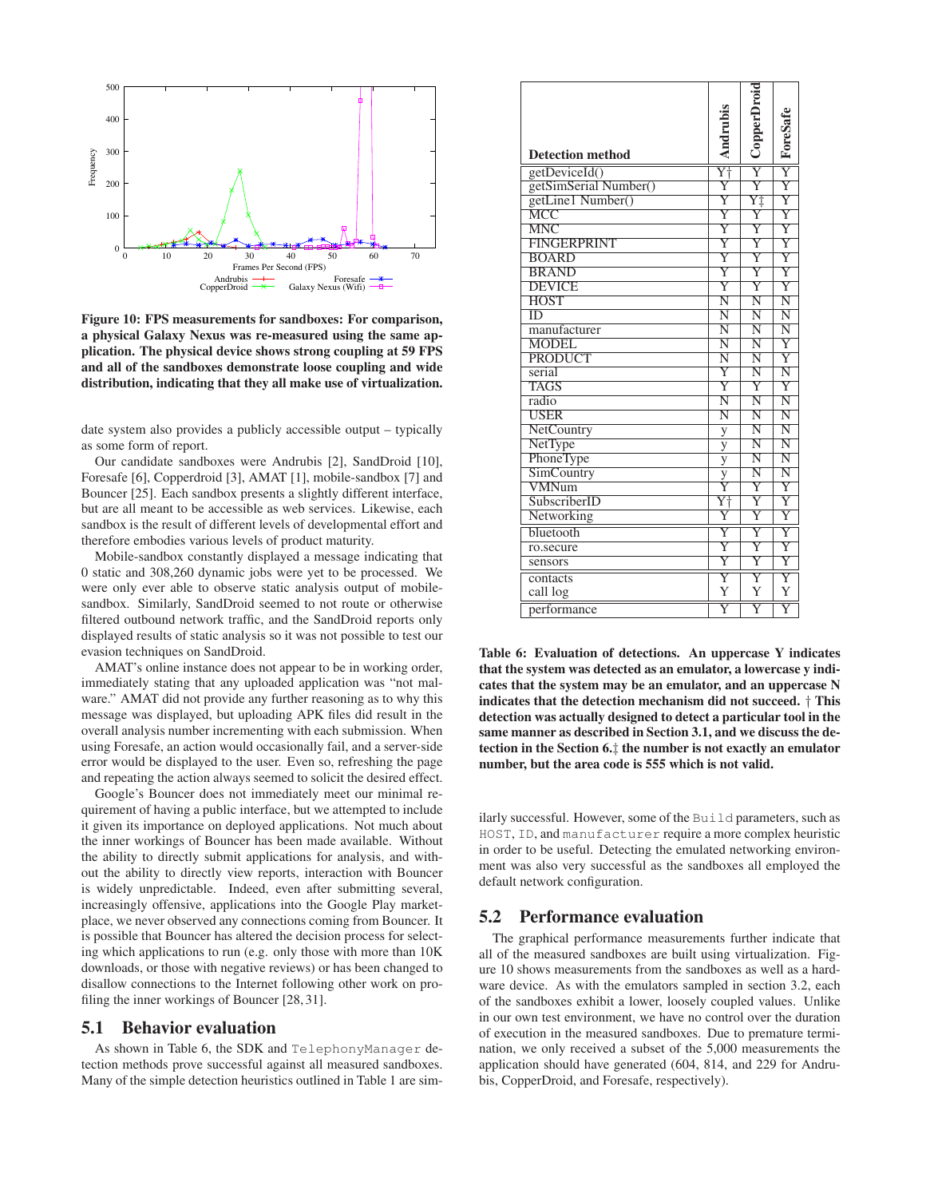500

400

300

200

100

0

Frequency

0 10 20 30 40 50 60 70

Frames Per Second (FPS)

Andrubis
CopperDroid
Foresafe
Galaxy Nexus (Wifi)

**Figure 10: FPS measurements for sandboxes: For comparison, a physical Galaxy Nexus was re-measured using the same application. The physical device shows strong coupling at 59 FPS and all of the sandboxes demonstrate loose coupling and wide distribution, indicating that they all make use of virtualization.**

date system also provides a publicly accessible output – typically as some form of report.

Our candidate sandboxes were Andrubis [2], SandDroid [10], Foresafe [6], Copperdroid [3], AMAT [1], mobile-sandbox [7] and Bouncer [25]. Each sandbox presents a slightly different interface, but are all meant to be accessible as web services. Likewise, each sandbox is the result of different levels of developmental effort and therefore embodies various levels of product maturity.

Mobile-sandbox constantly displayed a message indicating that 0 static and 308,260 dynamic jobs were yet to be processed. We were only ever able to observe static analysis output of mobile-sandbox. Similarly, SandDroid seemed to not route or otherwise filtered outbound network traffic, and the SandDroid reports only displayed results of static analysis so it was not possible to test our evasion techniques on SandDroid.

AMAT's online instance does not appear to be in working order, immediately stating that any uploaded application was "not malware." AMAT did not provide any further reasoning as to why this message was displayed, but uploading APK files did result in the overall analysis number incrementing with each submission. When using Foresafe, an action would occasionally fail, and a server-side error would be displayed to the user. Even so, refreshing the page and repeating the action always seemed to solicit the desired effect.

Google's Bouncer does not immediately meet our minimal requirement of having a public interface, but we attempted to include it given its importance on deployed applications. Not much about the inner workings of Bouncer has been made available. Without the ability to directly submit applications for analysis, and without the ability to directly view reports, interaction with Bouncer is widely unpredictable. Indeed, even after submitting several, increasingly offensive, applications into the Google Play marketplace, we never observed any connections coming from Bouncer. It is possible that Bouncer has altered the decision process for selecting which applications to run (e.g. only those with more than 10K downloads, or those with negative reviews) or has been changed to disallow connections to the Internet following other work on profiling the inner workings of Bouncer [28, 31].

## 5.1 Behavior evaluation

As shown in Table 6, the SDK and `TelephonyManager` detection methods prove successful against all measured sandboxes. Many of the simple detection heuristics outlined in Table 1 are similarly successful. However, some of the `Build` parameters, such as `HOST`, `ID`, and `manufacturer` require a more complex heuristic in order to be useful. Detecting the emulated networking environment was also very successful as the sandboxes all employed the default network configuration.

| Detection method | Andrubis | CopperDroid | ForeSafe |
|---|---|---|---|
| getDeviceId() | Y† | Y | Y |
| getSimSerial Number() | Y | Y | Y |
| getLine1 Number() | Y | Y‡ | Y |
| MCC | Y | Y | Y |
| MNC | Y | Y | Y |
| FINGERPRINT | Y | Y | Y |
| BOARD | Y | Y | Y |
| BRAND | Y | Y | Y |
| DEVICE | Y | Y | Y |
| HOST | N | N | N |
| ID | N | N | N |
| manufacturer | N | N | N |
| MODEL | N | N | Y |
| PRODUCT | N | N | Y |
| serial | Y | N | N |
| TAGS | Y | Y | Y |
| radio | N | N | N |
| USER | N | N | N |
| NetCountry | y | N | N |
| NetType | y | N | N |
| PhoneType | y | N | N |
| SimCountry | y | N | N |
| VMNum | Y | Y | Y |
| SubscriberID | Y† | Y | Y |
| Networking | Y | Y | Y |
| bluetooth | Y | Y | Y |
| ro.secure | Y | Y | Y |
| sensors | Y | Y | Y |
| contacts | Y | Y | Y |
| call log | Y | Y | Y |
| performance | Y | Y | Y |

**Table 6: Evaluation of detections. An uppercase Y indicates that the system was detected as an emulator, a lowercase y indicates that the system may be an emulator, and an uppercase N indicates that the detection mechanism did not succeed. † This detection was actually designed to detect a particular tool in the same manner as described in Section 3.1, and we discuss the detection in the Section 6.‡ the number is not exactly an emulator number, but the area code is 555 which is not valid.**

## 5.2 Performance evaluation

The graphical performance measurements further indicate that all of the measured sandboxes are built using virtualization. Figure 10 shows measurements from the sandboxes as well as a hardware device. As with the emulators sampled in section 3.2, each of the sandboxes exhibit a lower, loosely coupled values. Unlike in our own test environment, we have no control over the duration of execution in the measured sandboxes. Due to premature termination, we only received a subset of the 5,000 measurements the application should have generated (604, 814, and 229 for Andrubis, CopperDroid, and Foresafe, respectively).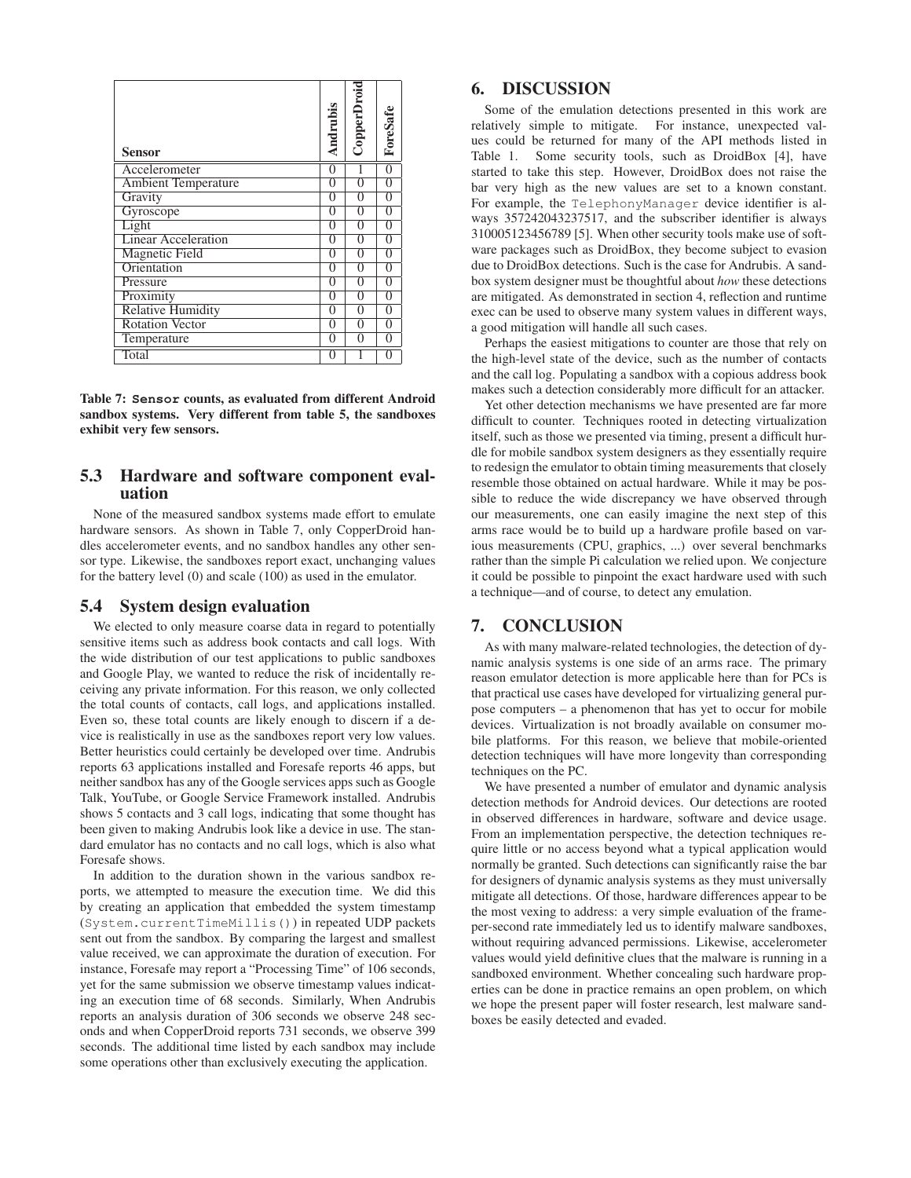| Sensor | Andrubis | CopperDroid | ForeSafe |
|---|---|---|---|
| Accelerometer | 0 | 1 | 0 |
| Ambient Temperature | 0 | 0 | 0 |
| Gravity | 0 | 0 | 0 |
| Gyroscope | 0 | 0 | 0 |
| Light | 0 | 0 | 0 |
| Linear Acceleration | 0 | 0 | 0 |
| Magnetic Field | 0 | 0 | 0 |
| Orientation | 0 | 0 | 0 |
| Pressure | 0 | 0 | 0 |
| Proximity | 0 | 0 | 0 |
| Relative Humidity | 0 | 0 | 0 |
| Rotation Vector | 0 | 0 | 0 |
| Temperature | 0 | 0 | 0 |
| Total | 0 | 1 | 0 |

**Table 7: `Sensor` counts, as evaluated from different Android sandbox systems. Very different from table 5, the sandboxes exhibit very few sensors.**

## 5.3 Hardware and software component evaluation

None of the measured sandbox systems made effort to emulate hardware sensors. As shown in Table 7, only CopperDroid handles accelerometer events, and no sandbox handles any other sensor type. Likewise, the sandboxes report exact, unchanging values for the battery level (0) and scale (100) as used in the emulator.

## 5.4 System design evaluation

We elected to only measure coarse data in regard to potentially sensitive items such as address book contacts and call logs. With the wide distribution of our test applications to public sandboxes and Google Play, we wanted to reduce the risk of incidentally receiving any private information. For this reason, we only collected the total counts of contacts, call logs, and applications installed. Even so, these total counts are likely enough to discern if a device is realistically in use as the sandboxes report very low values. Better heuristics could certainly be developed over time. Andrubis reports 63 applications installed and Foresafe reports 46 apps, but neither sandbox has any of the Google services apps such as Google Talk, YouTube, or Google Service Framework installed. Andrubis shows 5 contacts and 3 call logs, indicating that some thought has been given to making Andrubis look like a device in use. The standard emulator has no contacts and no call logs, which is also what Foresafe shows.

In addition to the duration shown in the various sandbox reports, we attempted to measure the execution time. We did this by creating an application that embedded the system timestamp (`System.currentTimeMillis()`) in repeated UDP packets sent out from the sandbox. By comparing the largest and smallest value received, we can approximate the duration of execution. For instance, Foresafe may report a "Processing Time" of 106 seconds, yet for the same submission we observe timestamp values indicating an execution time of 68 seconds. Similarly, When Andrubis reports an analysis duration of 306 seconds we observe 248 seconds and when CopperDroid reports 731 seconds, we observe 399 seconds. The additional time listed by each sandbox may include some operations other than exclusively executing the application.

# 6. DISCUSSION

Some of the emulation detections presented in this work are relatively simple to mitigate. For instance, unexpected values could be returned for many of the API methods listed in Table 1. Some security tools, such as DroidBox [4], have started to take this step. However, DroidBox does not raise the bar very high as the new values are set to a known constant. For example, the `TelephonyManager` device identifier is always 357242043237517, and the subscriber identifier is always 310005123456789 [5]. When other security tools make use of software packages such as DroidBox, they become subject to evasion due to DroidBox detections. Such is the case for Andrubis. A sandbox system designer must be thoughtful about *how* these detections are mitigated. As demonstrated in section 4, reflection and runtime exec can be used to observe many system values in different ways, a good mitigation will handle all such cases.

Perhaps the easiest mitigations to counter are those that rely on the high-level state of the device, such as the number of contacts and the call log. Populating a sandbox with a copious address book makes such a detection considerably more difficult for an attacker.

Yet other detection mechanisms we have presented are far more difficult to counter. Techniques rooted in detecting virtualization itself, such as those we presented via timing, present a difficult hurdle for mobile sandbox system designers as they essentially require to redesign the emulator to obtain timing measurements that closely resemble those obtained on actual hardware. While it may be possible to reduce the wide discrepancy we have observed through our measurements, one can easily imagine the next step of this arms race would be to build up a hardware profile based on various measurements (CPU, graphics, ...) over several benchmarks rather than the simple Pi calculation we relied upon. We conjecture it could be possible to pinpoint the exact hardware used with such a technique—and of course, to detect any emulation.

# 7. CONCLUSION

As with many malware-related technologies, the detection of dynamic analysis systems is one side of an arms race. The primary reason emulator detection is more applicable here than for PCs is that practical use cases have developed for virtualizing general purpose computers – a phenomenon that has yet to occur for mobile devices. Virtualization is not broadly available on consumer mobile platforms. For this reason, we believe that mobile-oriented detection techniques will have more longevity than corresponding techniques on the PC.

We have presented a number of emulator and dynamic analysis detection methods for Android devices. Our detections are rooted in observed differences in hardware, software and device usage. From an implementation perspective, the detection techniques require little or no access beyond what a typical application would normally be granted. Such detections can significantly raise the bar for designers of dynamic analysis systems as they must universally mitigate all detections. Of those, hardware differences appear to be the most vexing to address: a very simple evaluation of the frame-per-second rate immediately led us to identify malware sandboxes, without requiring advanced permissions. Likewise, accelerometer values would yield definitive clues that the malware is running in a sandboxed environment. Whether concealing such hardware properties can be done in practice remains an open problem, on which we hope the present paper will foster research, lest malware sandboxes be easily detected and evaded.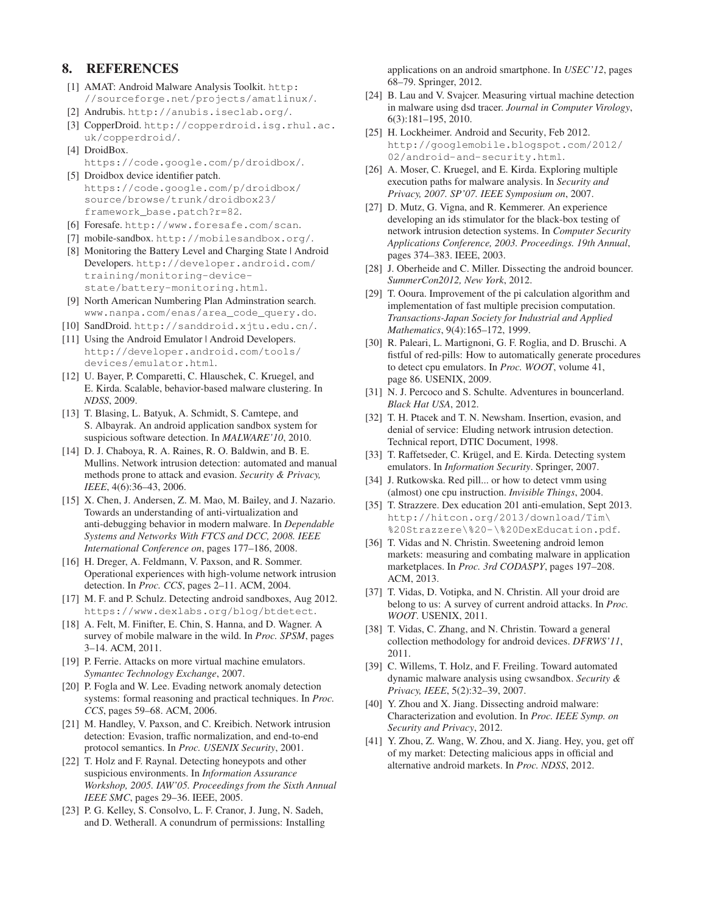## 8. REFERENCES

[1] AMAT: Android Malware Analysis Toolkit. http://sourceforge.net/projects/amatlinux/.

[2] Andrubis. http://anubis.iseclab.org/.

[3] CopperDroid. http://copperdroid.isg.rhul.ac.uk/copperdroid/.

[4] DroidBox. https://code.google.com/p/droidbox/.

[5] Droidbox device identifier patch. https://code.google.com/p/droidbox/source/browse/trunk/droidbox23/framework_base.patch?r=82.

[6] Foresafe. http://www.foresafe.com/scan.

[7] mobile-sandbox. http://mobilesandbox.org/.

[8] Monitoring the Battery Level and Charging State | Android Developers. http://developer.android.com/training/monitoring-device-state/battery-monitoring.html.

[9] North American Numbering Plan Adminstration search. www.nanpa.com/enas/area_code_query.do.

[10] SandDroid. http://sanddroid.xjtu.edu.cn/.

[11] Using the Android Emulator | Android Developers. http://developer.android.com/tools/devices/emulator.html.

[12] U. Bayer, P. Comparetti, C. Hlauschek, C. Kruegel, and E. Kirda. Scalable, behavior-based malware clustering. In *NDSS*, 2009.

[13] T. Blasing, L. Batyuk, A. Schmidt, S. Camtepe, and S. Albayrak. An android application sandbox system for suspicious software detection. In *MALWARE'10*, 2010.

[14] D. J. Chaboya, R. A. Raines, R. O. Baldwin, and B. E. Mullins. Network intrusion detection: automated and manual methods prone to attack and evasion. *Security & Privacy, IEEE*, 4(6):36–43, 2006.

[15] X. Chen, J. Andersen, Z. M. Mao, M. Bailey, and J. Nazario. Towards an understanding of anti-virtualization and anti-debugging behavior in modern malware. In *Dependable Systems and Networks With FTCS and DCC, 2008. IEEE International Conference on*, pages 177–186, 2008.

[16] H. Dreger, A. Feldmann, V. Paxson, and R. Sommer. Operational experiences with high-volume network intrusion detection. In *Proc. CCS*, pages 2–11. ACM, 2004.

[17] M. F. and P. Schulz. Detecting android sandboxes, Aug 2012. https://www.dexlabs.org/blog/btdetect.

[18] A. Felt, M. Finifter, E. Chin, S. Hanna, and D. Wagner. A survey of mobile malware in the wild. In *Proc. SPSM*, pages 3–14. ACM, 2011.

[19] P. Ferrie. Attacks on more virtual machine emulators. *Symantec Technology Exchange*, 2007.

[20] P. Fogla and W. Lee. Evading network anomaly detection systems: formal reasoning and practical techniques. In *Proc. CCS*, pages 59–68. ACM, 2006.

[21] M. Handley, V. Paxson, and C. Kreibich. Network intrusion detection: Evasion, traffic normalization, and end-to-end protocol semantics. In *Proc. USENIX Security*, 2001.

[22] T. Holz and F. Raynal. Detecting honeypots and other suspicious environments. In *Information Assurance Workshop, 2005. IAW'05. Proceedings from the Sixth Annual IEEE SMC*, pages 29–36. IEEE, 2005.

[23] P. G. Kelley, S. Consolvo, L. F. Cranor, J. Jung, N. Sadeh, and D. Wetherall. A conundrum of permissions: Installing applications on an android smartphone. In *USEC'12*, pages 68–79. Springer, 2012.

[24] B. Lau and V. Svajcer. Measuring virtual machine detection in malware using dsd tracer. *Journal in Computer Virology*, 6(3):181–195, 2010.

[25] H. Lockheimer. Android and Security, Feb 2012. http://googlemobile.blogspot.com/2012/02/android-and-security.html.

[26] A. Moser, C. Kruegel, and E. Kirda. Exploring multiple execution paths for malware analysis. In *Security and Privacy, 2007. SP'07. IEEE Symposium on*, 2007.

[27] D. Mutz, G. Vigna, and R. Kemmerer. An experience developing an ids stimulator for the black-box testing of network intrusion detection systems. In *Computer Security Applications Conference, 2003. Proceedings. 19th Annual*, pages 374–383. IEEE, 2003.

[28] J. Oberheide and C. Miller. Dissecting the android bouncer. *SummerCon2012, New York*, 2012.

[29] T. Ooura. Improvement of the pi calculation algorithm and implementation of fast multiple precision computation. *Transactions-Japan Society for Industrial and Applied Mathematics*, 9(4):165–172, 1999.

[30] R. Paleari, L. Martignoni, G. F. Roglia, and D. Bruschi. A fistful of red-pills: How to automatically generate procedures to detect cpu emulators. In *Proc. WOOT*, volume 41, page 86. USENIX, 2009.

[31] N. J. Percoco and S. Schulte. Adventures in bouncerland. *Black Hat USA*, 2012.

[32] T. H. Ptacek and T. N. Newsham. Insertion, evasion, and denial of service: Eluding network intrusion detection. Technical report, DTIC Document, 1998.

[33] T. Raffetseder, C. Krügel, and E. Kirda. Detecting system emulators. In *Information Security*. Springer, 2007.

[34] J. Rutkowska. Red pill... or how to detect vmm using (almost) one cpu instruction. *Invisible Things*, 2004.

[35] T. Strazzere. Dex education 201 anti-emulation, Sept 2013. http://hitcon.org/2013/download/Tim\%20Strazzere\%20-\%20DexEducation.pdf.

[36] T. Vidas and N. Christin. Sweetening android lemon markets: measuring and combating malware in application marketplaces. In *Proc. 3rd CODASPY*, pages 197–208. ACM, 2013.

[37] T. Vidas, D. Votipka, and N. Christin. All your droid are belong to us: A survey of current android attacks. In *Proc. WOOT*. USENIX, 2011.

[38] T. Vidas, C. Zhang, and N. Christin. Toward a general collection methodology for android devices. *DFRWS'11*, 2011.

[39] C. Willems, T. Holz, and F. Freiling. Toward automated dynamic malware analysis using cwsandbox. *Security & Privacy, IEEE*, 5(2):32–39, 2007.

[40] Y. Zhou and X. Jiang. Dissecting android malware: Characterization and evolution. In *Proc. IEEE Symp. on Security and Privacy*, 2012.

[41] Y. Zhou, Z. Wang, W. Zhou, and X. Jiang. Hey, you, get off of my market: Detecting malicious apps in official and alternative android markets. In *Proc. NDSS*, 2012.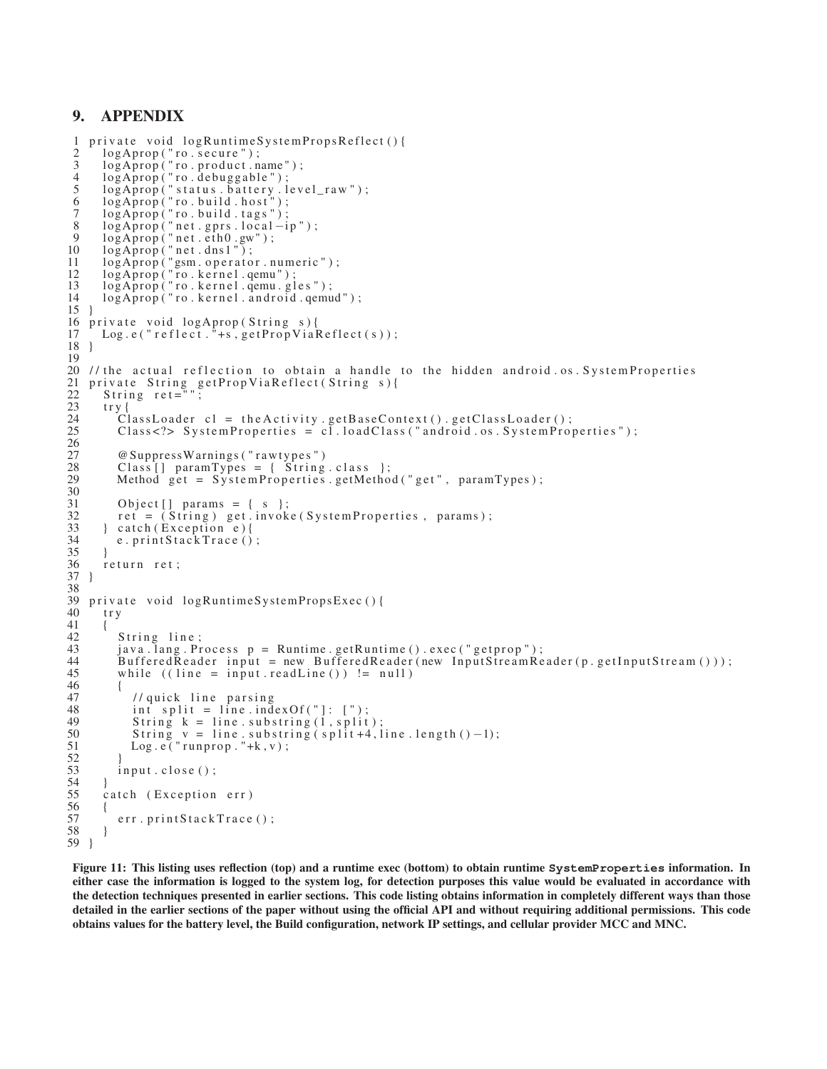## 9. APPENDIX

```
1  private void logRuntimeSystemPropsReflect(){
2    logAprop("ro.secure");
3    logAprop("ro.product.name");
4    logAprop("ro.debuggable");
5    logAprop("status.battery.level_raw");
6    logAprop("ro.build.host");
7    logAprop("ro.build.tags");
8    logAprop("net.gprs.local-ip");
9    logAprop("net.eth0.gw");
10   logAprop("net.dns1");
11   logAprop("gsm.operator.numeric");
12   logAprop("ro.kernel.qemu");
13   logAprop("ro.kernel.qemu.gles");
14   logAprop("ro.kernel.android.qemud");
15 }
16 private void logAprop(String s){
17   Log.e("reflect."+s,getPropViaReflect(s));
18 }
19
20 //the actual reflection to obtain a handle to the hidden android.os.SystemProperties
21 private String getPropViaReflect(String s){
22   String ret="";
23   try{
24     ClassLoader cl = theActivity.getBaseContext().getClassLoader();
25     Class<?> SystemProperties = cl.loadClass("android.os.SystemProperties");
26
27     @SuppressWarnings("rawtypes")
28     Class[] paramTypes = { String.class };
29     Method get = SystemProperties.getMethod("get", paramTypes);
30
31     Object[] params = { s };
32     ret = (String) get.invoke(SystemProperties, params);
33   } catch(Exception e){
34     e.printStackTrace();
35   }
36   return ret;
37 }
38
39 private void logRuntimeSystemPropsExec(){
40   try
41   {
42     String line;
43     java.lang.Process p = Runtime.getRuntime().exec("getprop");
44     BufferedReader input = new BufferedReader(new InputStreamReader(p.getInputStream()));
45     while ((line = input.readLine()) != null)
46     {
47       //quick line parsing
48       int split = line.indexOf("]: [");
49       String k = line.substring(1,split);
50       String v = line.substring(split+4,line.length()-1);
51       Log.e("runprop."+k,v);
52     }
53     input.close();
54   }
55   catch (Exception err)
56   {
57     err.printStackTrace();
58   }
59 }
```

**Figure 11: This listing uses reflection (top) and a runtime exec (bottom) to obtain runtime `SystemProperties` information. In either case the information is logged to the system log, for detection purposes this value would be evaluated in accordance with the detection techniques presented in earlier sections. This code listing obtains information in completely different ways than those detailed in the earlier sections of the paper without using the official API and without requiring additional permissions. This code obtains values for the battery level, the Build configuration, network IP settings, and cellular provider MCC and MNC.**